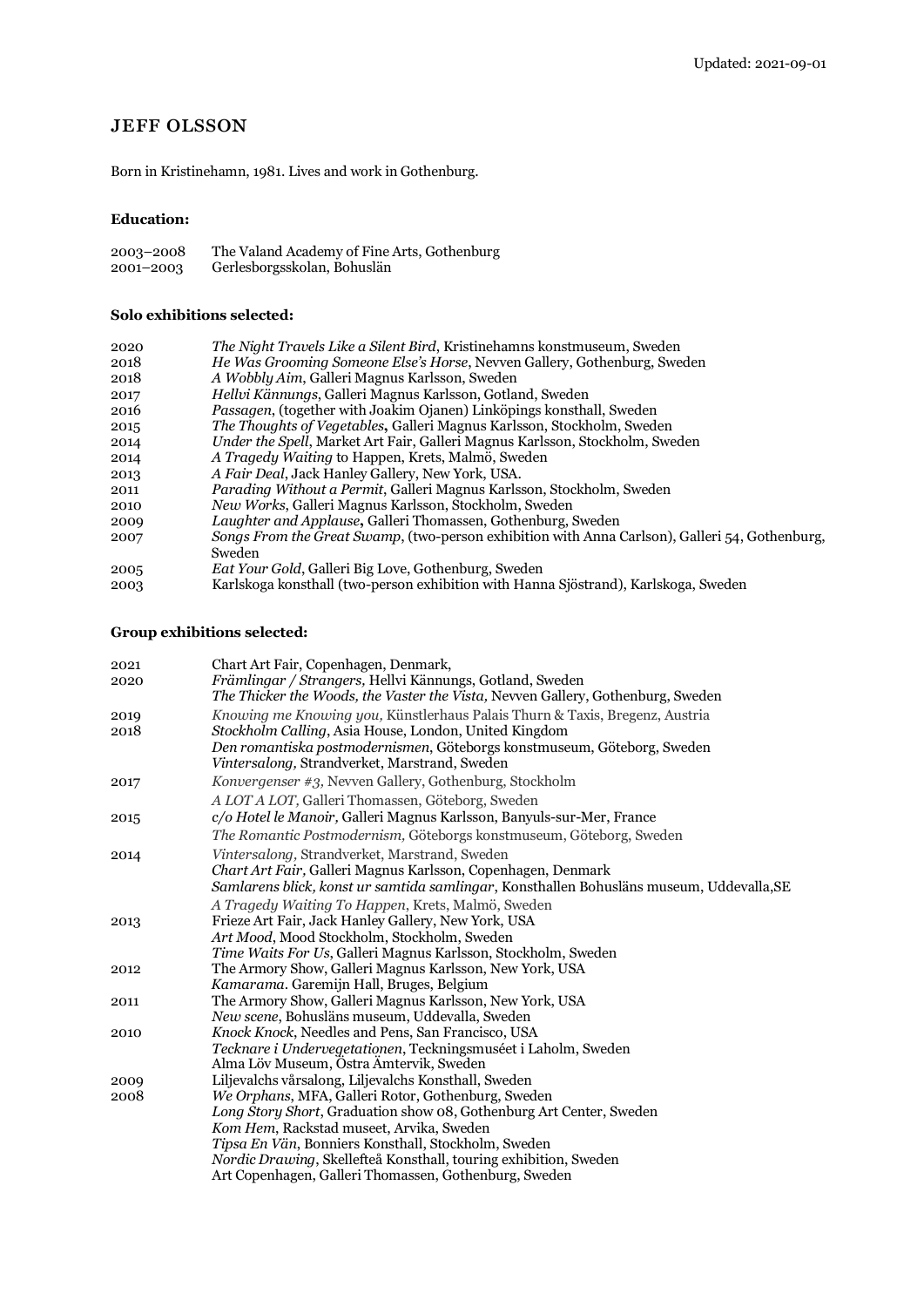Updated: 2021-09-01

# JEFF OLSSON

Born in Kristinehamn, 1981. Lives and work in Gothenburg.

### Education:

| | |
|---|---|
| 2003–2008 | The Valand Academy of Fine Arts, Gothenburg |
| 2001–2003 | Gerlesborgsskolan, Bohuslän |

### Solo exhibitions selected:

| | |
|---|---|
| 2020 | *The Night Travels Like a Silent Bird*, Kristinehamns konstmuseum, Sweden |
| 2018 | *He Was Grooming Someone Else's Horse*, Nevven Gallery, Gothenburg, Sweden |
| 2018 | *A Wobbly Aim*, Galleri Magnus Karlsson, Sweden |
| 2017 | *Hellvi Kännungs*, Galleri Magnus Karlsson, Gotland, Sweden |
| 2016 | *Passagen*, (together with Joakim Ojanen) Linköpings konsthall, Sweden |
| 2015 | *The Thoughts of Vegetables*, Galleri Magnus Karlsson, Stockholm, Sweden |
| 2014 | *Under the Spell*, Market Art Fair, Galleri Magnus Karlsson, Stockholm, Sweden |
| 2014 | *A Tragedy Waiting* to Happen, Krets, Malmö, Sweden |
| 2013 | *A Fair Deal*, Jack Hanley Gallery, New York, USA. |
| 2011 | *Parading Without a Permit*, Galleri Magnus Karlsson, Stockholm, Sweden |
| 2010 | *New Works*, Galleri Magnus Karlsson, Stockholm, Sweden |
| 2009 | *Laughter and Applause*, Galleri Thomassen, Gothenburg, Sweden |
| 2007 | *Songs From the Great Swamp*, (two-person exhibition with Anna Carlson), Galleri 54, Gothenburg, Sweden |
| 2005 | *Eat Your Gold*, Galleri Big Love, Gothenburg, Sweden |
| 2003 | Karlskoga konsthall (two-person exhibition with Hanna Sjöstrand), Karlskoga, Sweden |

### Group exhibitions selected:

| | |
|---|---|
| 2021 | Chart Art Fair, Copenhagen, Denmark, |
| 2020 | *Främlingar / Strangers,* Hellvi Kännungs, Gotland, Sweden |
| | *The Thicker the Woods, the Vaster the Vista,* Nevven Gallery, Gothenburg, Sweden |
| 2019 | *Knowing me Knowing you,* Künstlerhaus Palais Thurn & Taxis, Bregenz, Austria |
| 2018 | *Stockholm Calling*, Asia House, London, United Kingdom |
| | *Den romantiska postmodernismen*, Göteborgs konstmuseum, Göteborg, Sweden |
| | *Vintersalong,* Strandverket, Marstrand, Sweden |
| 2017 | *Konvergenser #3,* Nevven Gallery, Gothenburg, Stockholm |
| | *A LOT A LOT,* Galleri Thomassen, Göteborg, Sweden |
| 2015 | *c/o Hotel le Manoir,* Galleri Magnus Karlsson, Banyuls-sur-Mer, France |
| | *The Romantic Postmodernism,* Göteborgs konstmuseum, Göteborg, Sweden |
| 2014 | *Vintersalong,* Strandverket, Marstrand, Sweden |
| | *Chart Art Fair,* Galleri Magnus Karlsson, Copenhagen, Denmark |
| | *Samlarens blick, konst ur samtida samlingar*, Konsthallen Bohusläns museum, Uddevalla,SE |
| | *A Tragedy Waiting To Happen*, Krets, Malmö, Sweden |
| 2013 | Frieze Art Fair, Jack Hanley Gallery, New York, USA |
| | *Art Mood*, Mood Stockholm, Stockholm, Sweden |
| | *Time Waits For Us*, Galleri Magnus Karlsson, Stockholm, Sweden |
| 2012 | The Armory Show, Galleri Magnus Karlsson, New York, USA |
| | *Kamarama*. Garemijn Hall, Bruges, Belgium |
| 2011 | The Armory Show, Galleri Magnus Karlsson, New York, USA |
| | *New scene*, Bohusläns museum, Uddevalla, Sweden |
| 2010 | *Knock Knock*, Needles and Pens, San Francisco, USA |
| | *Tecknare i Undervegetationen*, Teckningsmuséet i Laholm, Sweden |
| | Alma Löv Museum, Östra Ämtervik, Sweden |
| 2009 | Liljevalchs vårsalong, Liljevalchs Konsthall, Sweden |
| 2008 | *We Orphans*, MFA, Galleri Rotor, Gothenburg, Sweden |
| | *Long Story Short*, Graduation show 08, Gothenburg Art Center, Sweden |
| | *Kom Hem*, Rackstad museet, Arvika, Sweden |
| | *Tipsa En Vän*, Bonniers Konsthall, Stockholm, Sweden |
| | *Nordic Drawing*, Skellefteå Konsthall, touring exhibition, Sweden |
| | Art Copenhagen, Galleri Thomassen, Gothenburg, Sweden |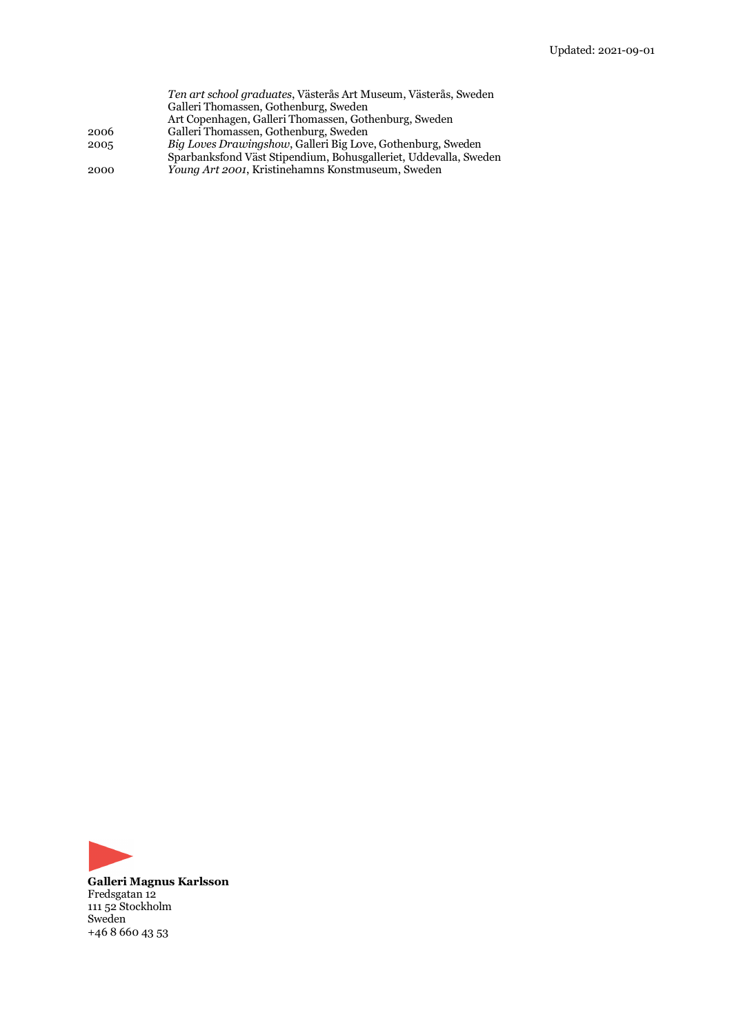| | |
|---|---|
| | *Ten art school graduates*, Västerås Art Museum, Västerås, Sweden |
| | Galleri Thomassen, Gothenburg, Sweden |
| | Art Copenhagen, Galleri Thomassen, Gothenburg, Sweden |
| 2006 | Galleri Thomassen, Gothenburg, Sweden |
| 2005 | *Big Loves Drawingshow*, Galleri Big Love, Gothenburg, Sweden |
| | Sparbanksfond Väst Stipendium, Bohusgalleriet, Uddevalla, Sweden |
| 2000 | *Young Art 2001*, Kristinehamns Konstmuseum, Sweden |

**Galleri Magnus Karlsson**
Fredsgatan 12
111 52 Stockholm
Sweden
+46 8 660 43 53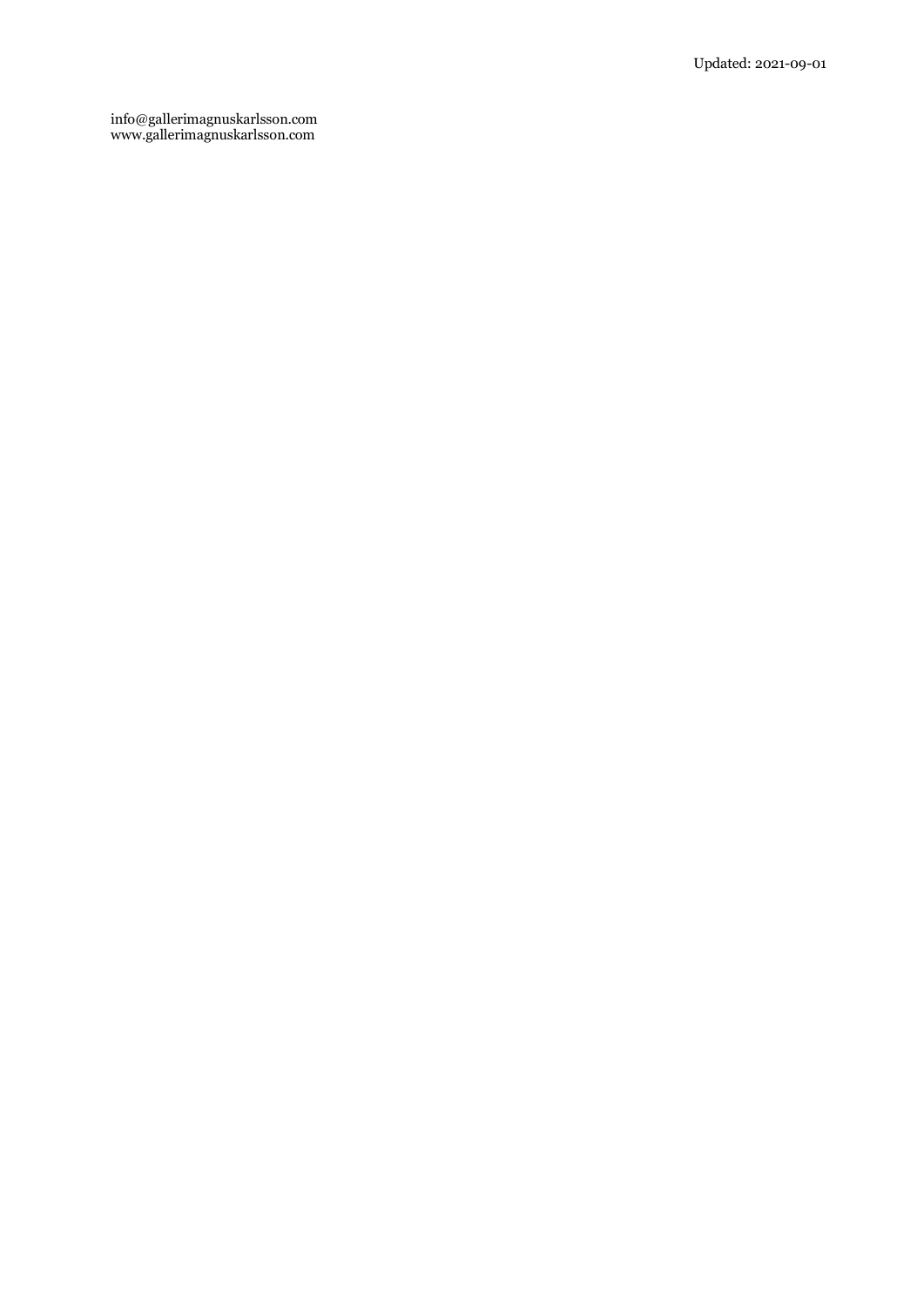Updated: 2021-09-01

info@gallerimagnuskarlsson.com
www.gallerimagnuskarlsson.com